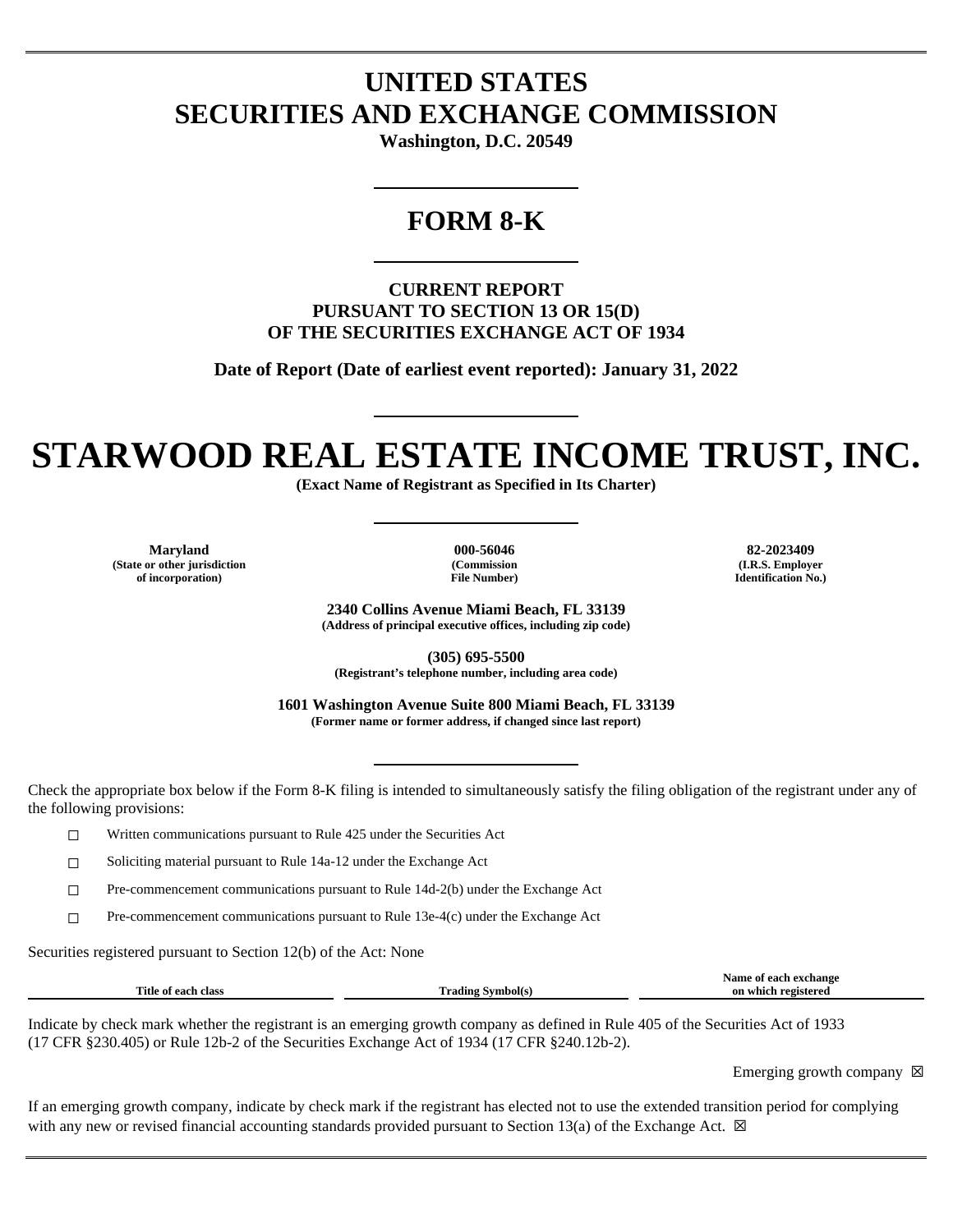# UNITED STATES
# SECURITIES AND EXCHANGE COMMISSION

**Washington, D.C. 20549**

# FORM 8-K

**CURRENT REPORT**
**PURSUANT TO SECTION 13 OR 15(D)**
**OF THE SECURITIES EXCHANGE ACT OF 1934**

**Date of Report (Date of earliest event reported): January 31, 2022**

# STARWOOD REAL ESTATE INCOME TRUST, INC.

**(Exact Name of Registrant as Specified in Its Charter)**

| Maryland | 000-56046 | 82-2023409 |
|---|---|---|
| (State or other jurisdiction of incorporation) | (Commission File Number) | (I.R.S. Employer Identification No.) |

**2340 Collins Avenue Miami Beach, FL 33139**
**(Address of principal executive offices, including zip code)**

**(305) 695-5500**
**(Registrant's telephone number, including area code)**

**1601 Washington Avenue Suite 800 Miami Beach, FL 33139**
**(Former name or former address, if changed since last report)**

Check the appropriate box below if the Form 8-K filing is intended to simultaneously satisfy the filing obligation of the registrant under any of the following provisions:

- ☐ Written communications pursuant to Rule 425 under the Securities Act
- ☐ Soliciting material pursuant to Rule 14a-12 under the Exchange Act
- ☐ Pre-commencement communications pursuant to Rule 14d-2(b) under the Exchange Act
- ☐ Pre-commencement communications pursuant to Rule 13e-4(c) under the Exchange Act

Securities registered pursuant to Section 12(b) of the Act: None

| Title of each class | Trading Symbol(s) | Name of each exchange on which registered |
|---|---|---|

Indicate by check mark whether the registrant is an emerging growth company as defined in Rule 405 of the Securities Act of 1933 (17 CFR §230.405) or Rule 12b-2 of the Securities Exchange Act of 1934 (17 CFR §240.12b-2).

Emerging growth company ☒

If an emerging growth company, indicate by check mark if the registrant has elected not to use the extended transition period for complying with any new or revised financial accounting standards provided pursuant to Section 13(a) of the Exchange Act. ☒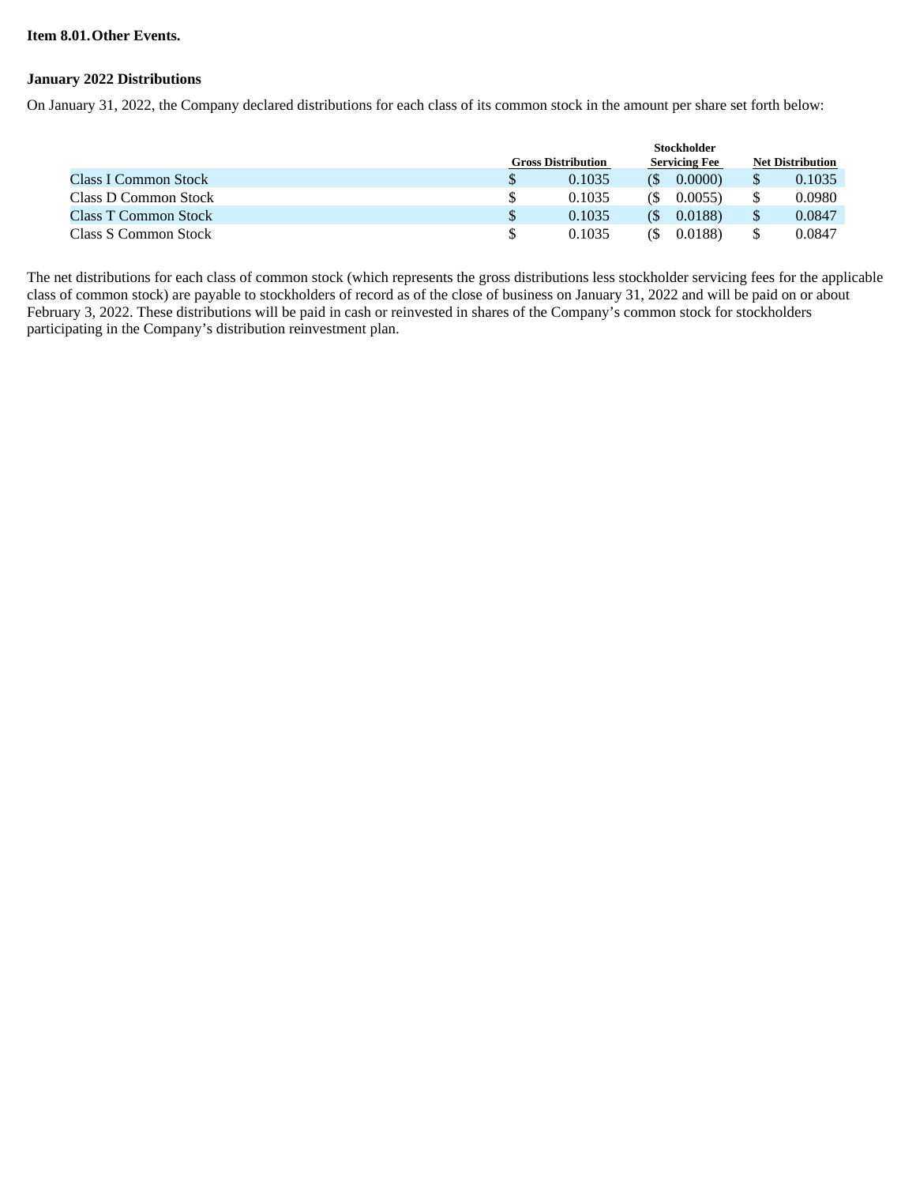**Item 8.01. Other Events.**

**January 2022 Distributions**

On January 31, 2022, the Company declared distributions for each class of its common stock in the amount per share set forth below:

| | Gross Distribution | Stockholder Servicing Fee | Net Distribution |
|---|---|---|---|
| Class I Common Stock | $ 0.1035 | ($ 0.0000) | $ 0.1035 |
| Class D Common Stock | $ 0.1035 | ($ 0.0055) | $ 0.0980 |
| Class T Common Stock | $ 0.1035 | ($ 0.0188) | $ 0.0847 |
| Class S Common Stock | $ 0.1035 | ($ 0.0188) | $ 0.0847 |

The net distributions for each class of common stock (which represents the gross distributions less stockholder servicing fees for the applicable class of common stock) are payable to stockholders of record as of the close of business on January 31, 2022 and will be paid on or about February 3, 2022. These distributions will be paid in cash or reinvested in shares of the Company's common stock for stockholders participating in the Company's distribution reinvestment plan.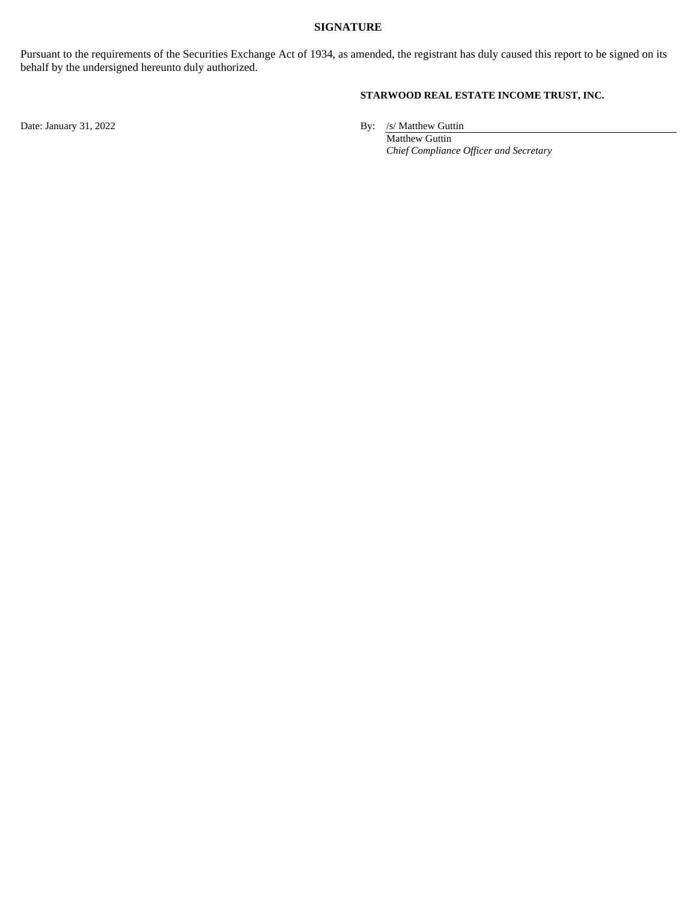**SIGNATURE**

Pursuant to the requirements of the Securities Exchange Act of 1934, as amended, the registrant has duly caused this report to be signed on its behalf by the undersigned hereunto duly authorized.

**STARWOOD REAL ESTATE INCOME TRUST, INC.**

Date: January 31, 2022

By: /s/ Matthew Guttin
Matthew Guttin
*Chief Compliance Officer and Secretary*